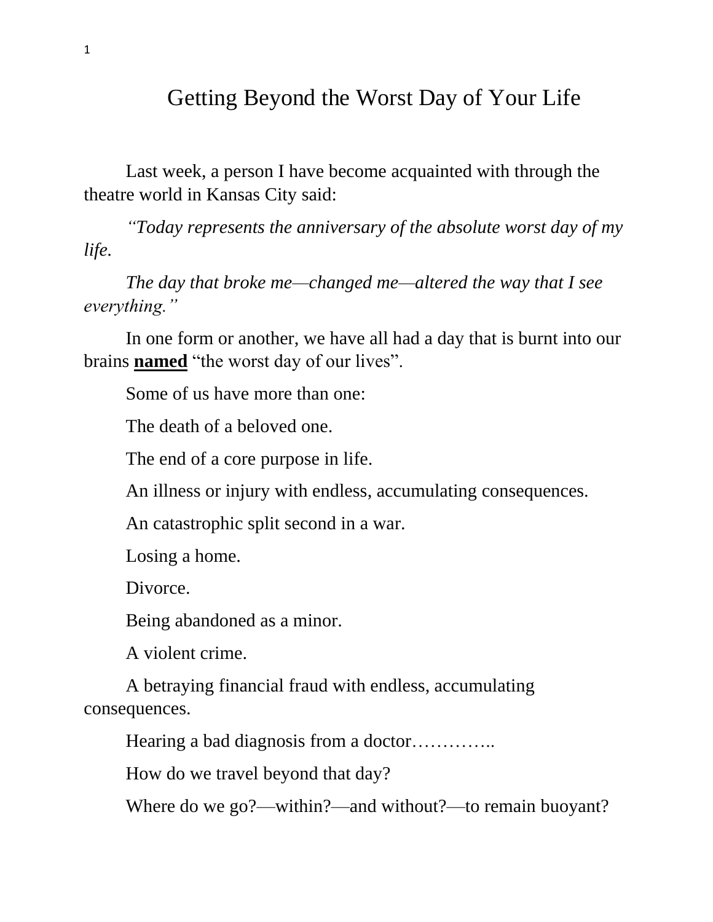# Getting Beyond the Worst Day of Your Life

Last week, a person I have become acquainted with through the theatre world in Kansas City said:

*"Today represents the anniversary of the absolute worst day of my life.*

*The day that broke me—changed me—altered the way that I see everything."*

In one form or another, we have all had a day that is burnt into our brains **named** "the worst day of our lives".

Some of us have more than one:

The death of a beloved one.

The end of a core purpose in life.

An illness or injury with endless, accumulating consequences.

An catastrophic split second in a war.

Losing a home.

Divorce.

Being abandoned as a minor.

A violent crime.

A betraying financial fraud with endless, accumulating consequences.

Hearing a bad diagnosis from a doctor…………..

How do we travel beyond that day?

Where do we go?—within?—and without?—to remain buoyant?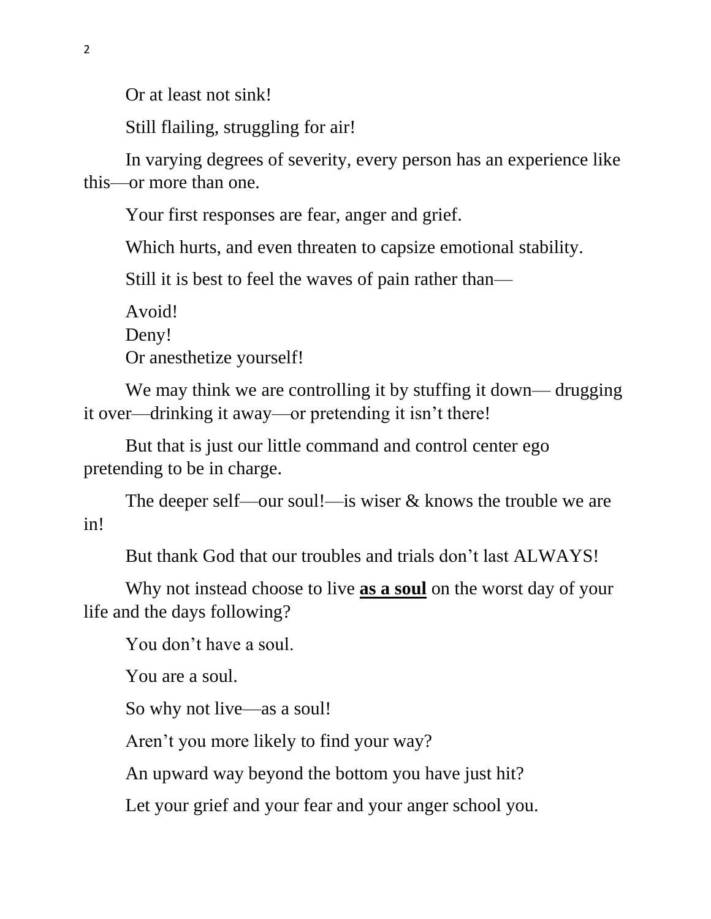Or at least not sink!

Still flailing, struggling for air!

In varying degrees of severity, every person has an experience like this—or more than one.

Your first responses are fear, anger and grief.

Which hurts, and even threaten to capsize emotional stability.

Still it is best to feel the waves of pain rather than—

Avoid!  
Deny!  
Or anesthetize yourself!

We may think we are controlling it by stuffing it down— drugging it over—drinking it away—or pretending it isn't there!

But that is just our little command and control center ego pretending to be in charge.

The deeper self—our soul!—is wiser & knows the trouble we are in!

But thank God that our troubles and trials don't last ALWAYS!

Why not instead choose to live <u>**as a soul**</u> on the worst day of your life and the days following?

You don't have a soul.

You are a soul.

So why not live—as a soul!

Aren't you more likely to find your way?

An upward way beyond the bottom you have just hit?

Let your grief and your fear and your anger school you.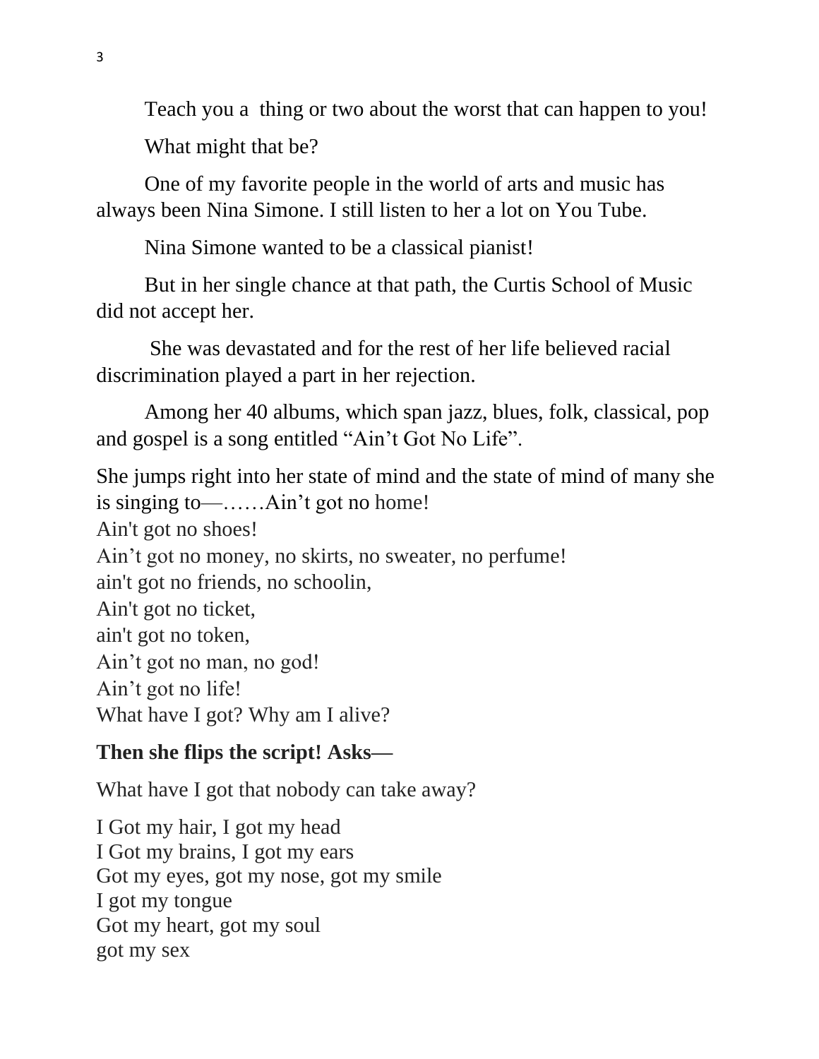Teach you a  thing or two about the worst that can happen to you!

What might that be?

One of my favorite people in the world of arts and music has always been Nina Simone. I still listen to her a lot on You Tube.

Nina Simone wanted to be a classical pianist!

But in her single chance at that path, the Curtis School of Music did not accept her.

She was devastated and for the rest of her life believed racial discrimination played a part in her rejection.

Among her 40 albums, which span jazz, blues, folk, classical, pop and gospel is a song entitled "Ain't Got No Life".

She jumps right into her state of mind and the state of mind of many she is singing to—……Ain't got no home!
Ain't got no shoes!
Ain't got no money, no skirts, no sweater, no perfume!
ain't got no friends, no schoolin,
Ain't got no ticket,
ain't got no token,
Ain't got no man, no god!
Ain't got no life!
What have I got? Why am I alive?

**Then she flips the script! Asks—**

What have I got that nobody can take away?

I Got my hair, I got my head
I Got my brains, I got my ears
Got my eyes, got my nose, got my smile
I got my tongue
Got my heart, got my soul
got my sex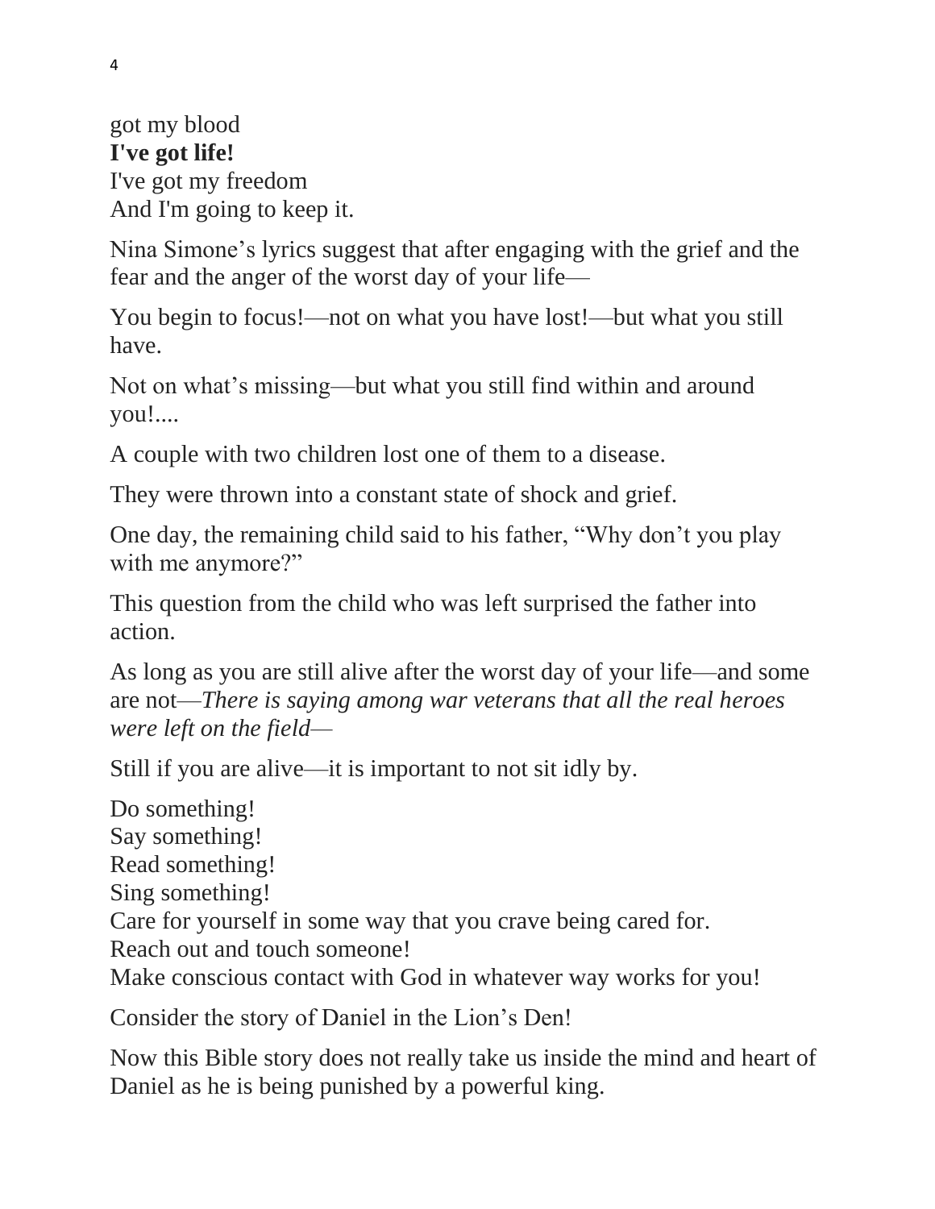got my blood  
**I've got life!**  
I've got my freedom  
And I'm going to keep it.

Nina Simone's lyrics suggest that after engaging with the grief and the fear and the anger of the worst day of your life—

You begin to focus!—not on what you have lost!—but what you still have.

Not on what's missing—but what you still find within and around you!....

A couple with two children lost one of them to a disease.

They were thrown into a constant state of shock and grief.

One day, the remaining child said to his father, "Why don't you play with me anymore?"

This question from the child who was left surprised the father into action.

As long as you are still alive after the worst day of your life—and some are not—*There is saying among war veterans that all the real heroes were left on the field—*

Still if you are alive—it is important to not sit idly by.

Do something!  
Say something!  
Read something!  
Sing something!  
Care for yourself in some way that you crave being cared for.  
Reach out and touch someone!  
Make conscious contact with God in whatever way works for you!

Consider the story of Daniel in the Lion's Den!

Now this Bible story does not really take us inside the mind and heart of Daniel as he is being punished by a powerful king.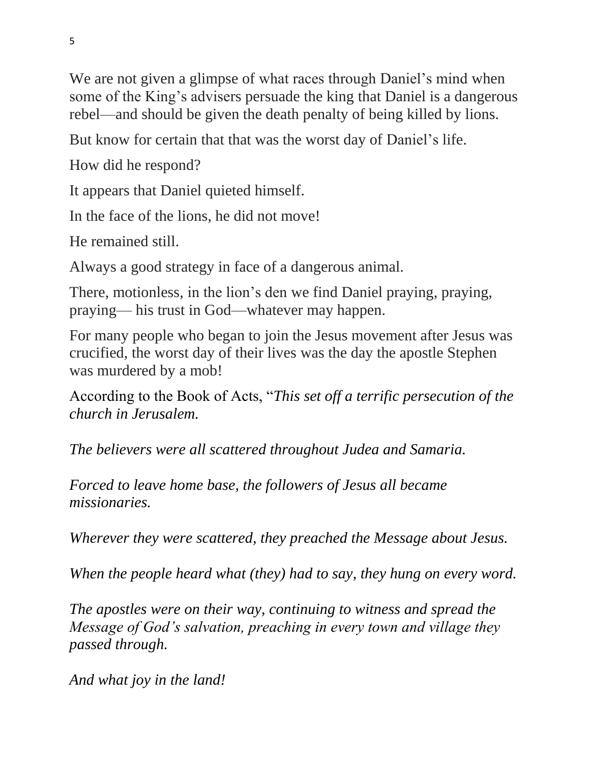We are not given a glimpse of what races through Daniel's mind when some of the King's advisers persuade the king that Daniel is a dangerous rebel—and should be given the death penalty of being killed by lions.

But know for certain that that was the worst day of Daniel's life.

How did he respond?

It appears that Daniel quieted himself.

In the face of the lions, he did not move!

He remained still.

Always a good strategy in face of a dangerous animal.

There, motionless, in the lion's den we find Daniel praying, praying, praying— his trust in God—whatever may happen.

For many people who began to join the Jesus movement after Jesus was crucified, the worst day of their lives was the day the apostle Stephen was murdered by a mob!

According to the Book of Acts, "*This set off a terrific persecution of the church in Jerusalem.*

*The believers were all scattered throughout Judea and Samaria.*

*Forced to leave home base, the followers of Jesus all became missionaries.*

*Wherever they were scattered, they preached the Message about Jesus.*

*When the people heard what (they) had to say, they hung on every word.*

*The apostles were on their way, continuing to witness and spread the Message of God's salvation, preaching in every town and village they passed through.*

*And what joy in the land!*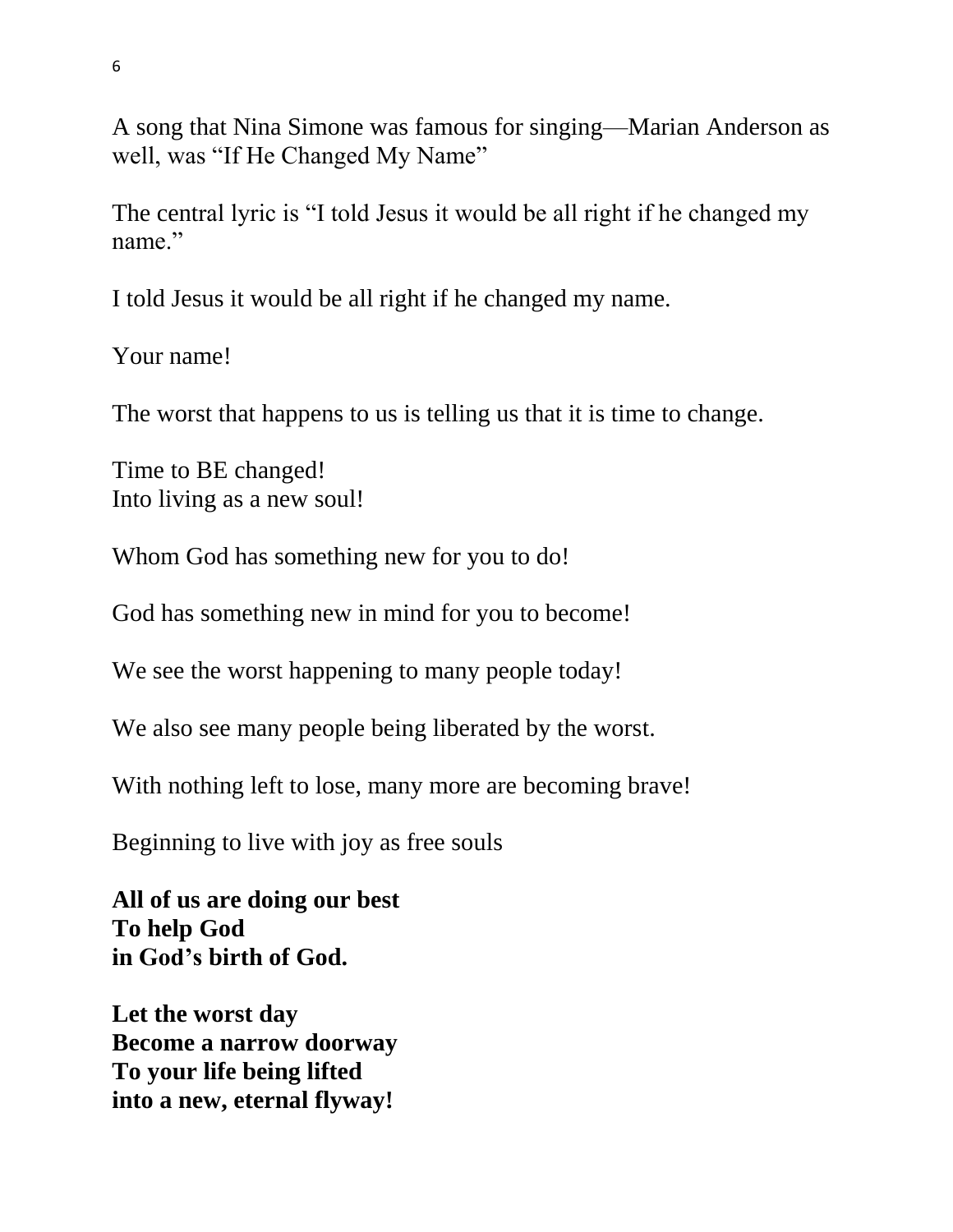A song that Nina Simone was famous for singing—Marian Anderson as well, was "If He Changed My Name"

The central lyric is "I told Jesus it would be all right if he changed my name."

I told Jesus it would be all right if he changed my name.

Your name!

The worst that happens to us is telling us that it is time to change.

Time to BE changed!
Into living as a new soul!

Whom God has something new for you to do!

God has something new in mind for you to become!

We see the worst happening to many people today!

We also see many people being liberated by the worst.

With nothing left to lose, many more are becoming brave!

Beginning to live with joy as free souls

**All of us are doing our best**
**To help God**
**in God's birth of God.**

**Let the worst day**
**Become a narrow doorway**
**To your life being lifted**
**into a new, eternal flyway!**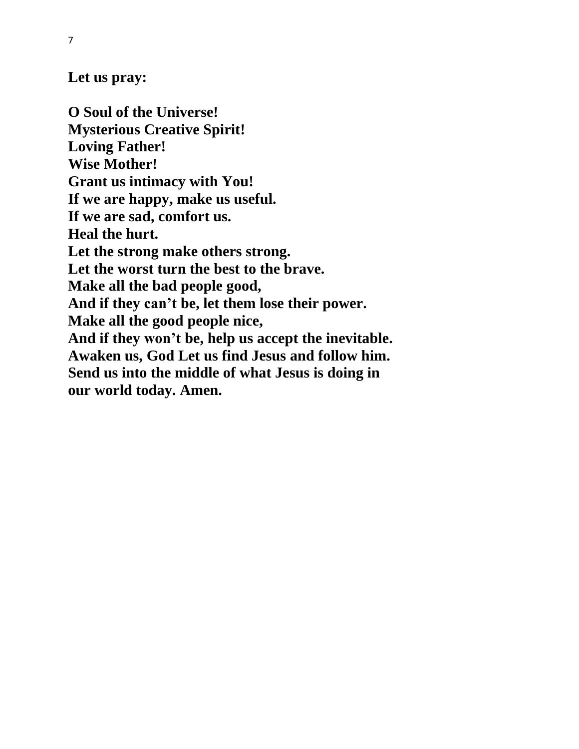**Let us pray:**

**O Soul of the Universe!**
**Mysterious Creative Spirit!**
**Loving Father!**
**Wise Mother!**
**Grant us intimacy with You!**
**If we are happy, make us useful.**
**If we are sad, comfort us.**
**Heal the hurt.**
**Let the strong make others strong.**
**Let the worst turn the best to the brave.**
**Make all the bad people good,**
**And if they can't be, let them lose their power.**
**Make all the good people nice,**
**And if they won't be, help us accept the inevitable.**
**Awaken us, God Let us find Jesus and follow him.**
**Send us into the middle of what Jesus is doing in our world today. Amen.**